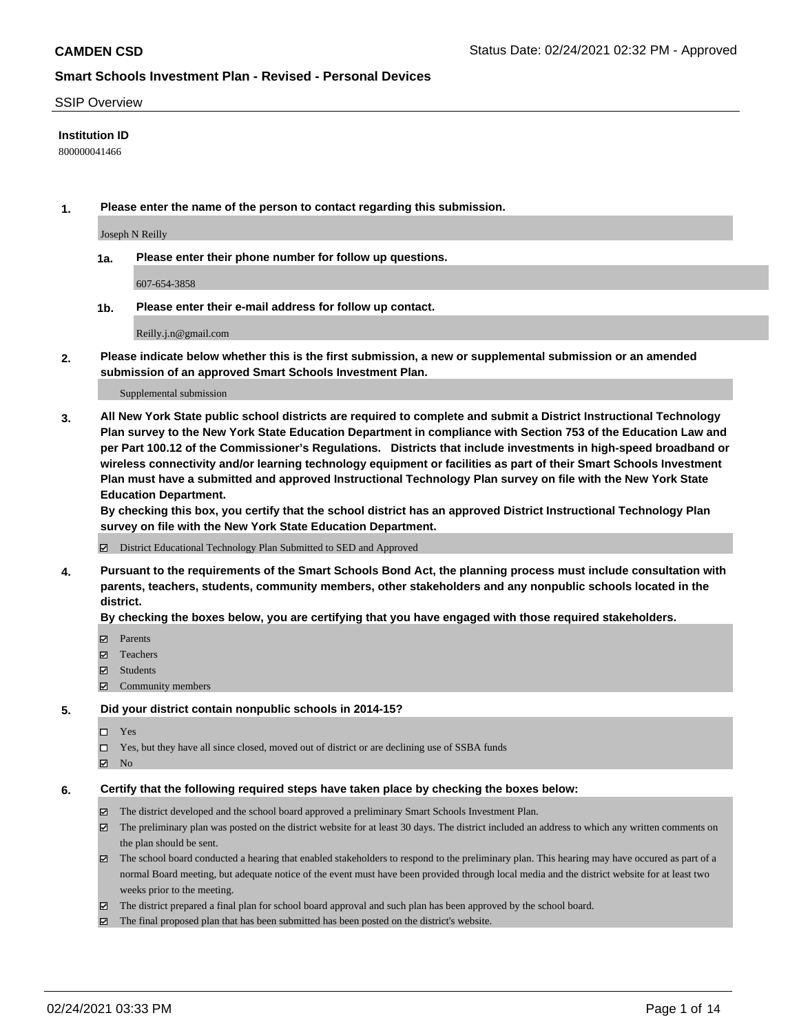## SSIP Overview

**Institution ID**

800000041466

**1. Please enter the name of the person to contact regarding this submission.**

Joseph N Reilly

**1a. Please enter their phone number for follow up questions.**

607-654-3858

**1b. Please enter their e-mail address for follow up contact.**

Reilly.j.n@gmail.com

**2. Please indicate below whether this is the first submission, a new or supplemental submission or an amended submission of an approved Smart Schools Investment Plan.**

Supplemental submission

**3. All New York State public school districts are required to complete and submit a District Instructional Technology Plan survey to the New York State Education Department in compliance with Section 753 of the Education Law and per Part 100.12 of the Commissioner's Regulations. Districts that include investments in high-speed broadband or wireless connectivity and/or learning technology equipment or facilities as part of their Smart Schools Investment Plan must have a submitted and approved Instructional Technology Plan survey on file with the New York State Education Department.**
**By checking this box, you certify that the school district has an approved District Instructional Technology Plan survey on file with the New York State Education Department.**

- [x] District Educational Technology Plan Submitted to SED and Approved

**4. Pursuant to the requirements of the Smart Schools Bond Act, the planning process must include consultation with parents, teachers, students, community members, other stakeholders and any nonpublic schools located in the district.**
**By checking the boxes below, you are certifying that you have engaged with those required stakeholders.**

- [x] Parents
- [x] Teachers
- [x] Students
- [x] Community members

**5. Did your district contain nonpublic schools in 2014-15?**

- [ ] Yes
- [ ] Yes, but they have all since closed, moved out of district or are declining use of SSBA funds
- [x] No

**6. Certify that the following required steps have taken place by checking the boxes below:**

- [x] The district developed and the school board approved a preliminary Smart Schools Investment Plan.
- [x] The preliminary plan was posted on the district website for at least 30 days. The district included an address to which any written comments on the plan should be sent.
- [x] The school board conducted a hearing that enabled stakeholders to respond to the preliminary plan. This hearing may have occured as part of a normal Board meeting, but adequate notice of the event must have been provided through local media and the district website for at least two weeks prior to the meeting.
- [x] The district prepared a final plan for school board approval and such plan has been approved by the school board.
- [x] The final proposed plan that has been submitted has been posted on the district's website.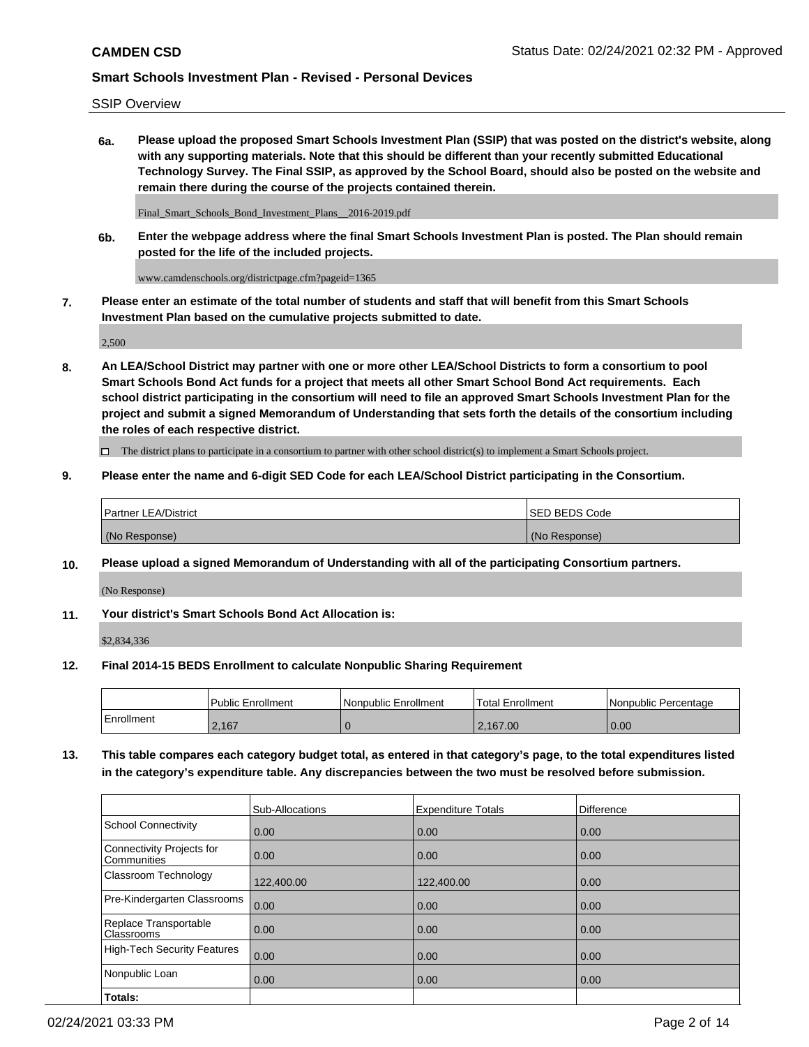**CAMDEN CSD** Status Date: 02/24/2021 02:32 PM - Approved

**Smart Schools Investment Plan - Revised - Personal Devices**

SSIP Overview

**6a. Please upload the proposed Smart Schools Investment Plan (SSIP) that was posted on the district's website, along with any supporting materials. Note that this should be different than your recently submitted Educational Technology Survey. The Final SSIP, as approved by the School Board, should also be posted on the website and remain there during the course of the projects contained therein.**

Final_Smart_Schools_Bond_Investment_Plans__2016-2019.pdf

**6b. Enter the webpage address where the final Smart Schools Investment Plan is posted. The Plan should remain posted for the life of the included projects.**

www.camdenschools.org/districtpage.cfm?pageid=1365

**7. Please enter an estimate of the total number of students and staff that will benefit from this Smart Schools Investment Plan based on the cumulative projects submitted to date.**

2,500

**8. An LEA/School District may partner with one or more other LEA/School Districts to form a consortium to pool Smart Schools Bond Act funds for a project that meets all other Smart School Bond Act requirements. Each school district participating in the consortium will need to file an approved Smart Schools Investment Plan for the project and submit a signed Memorandum of Understanding that sets forth the details of the consortium including the roles of each respective district.**

☐ The district plans to participate in a consortium to partner with other school district(s) to implement a Smart Schools project.

**9. Please enter the name and 6-digit SED Code for each LEA/School District participating in the Consortium.**

| Partner LEA/District | SED BEDS Code |
| --- | --- |
| (No Response) | (No Response) |

**10. Please upload a signed Memorandum of Understanding with all of the participating Consortium partners.**

(No Response)

**11. Your district's Smart Schools Bond Act Allocation is:**

$2,834,336

**12. Final 2014-15 BEDS Enrollment to calculate Nonpublic Sharing Requirement**

| | Public Enrollment | Nonpublic Enrollment | Total Enrollment | Nonpublic Percentage |
| --- | --- | --- | --- | --- |
| Enrollment | 2,167 | 0 | 2,167.00 | 0.00 |

**13. This table compares each category budget total, as entered in that category's page, to the total expenditures listed in the category's expenditure table. Any discrepancies between the two must be resolved before submission.**

| | Sub-Allocations | Expenditure Totals | Difference |
| --- | --- | --- | --- |
| School Connectivity | 0.00 | 0.00 | 0.00 |
| Connectivity Projects for Communities | 0.00 | 0.00 | 0.00 |
| Classroom Technology | 122,400.00 | 122,400.00 | 0.00 |
| Pre-Kindergarten Classrooms | 0.00 | 0.00 | 0.00 |
| Replace Transportable Classrooms | 0.00 | 0.00 | 0.00 |
| High-Tech Security Features | 0.00 | 0.00 | 0.00 |
| Nonpublic Loan | 0.00 | 0.00 | 0.00 |
| **Totals:** | | | |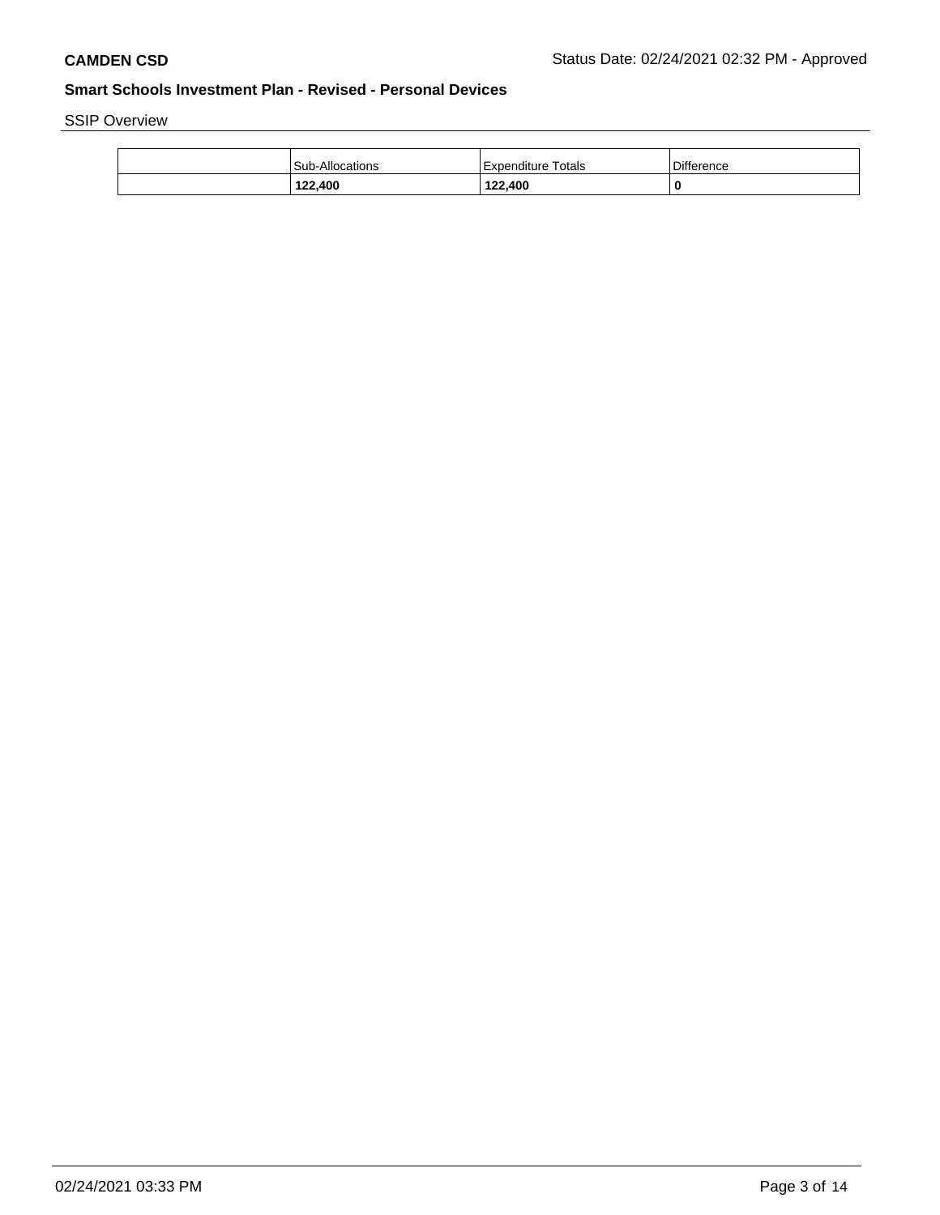**Smart Schools Investment Plan - Revised - Personal Devices**

SSIP Overview

| | Sub-Allocations | Expenditure Totals | Difference |
|---|---|---|---|
| | **122,400** | **122,400** | **0** |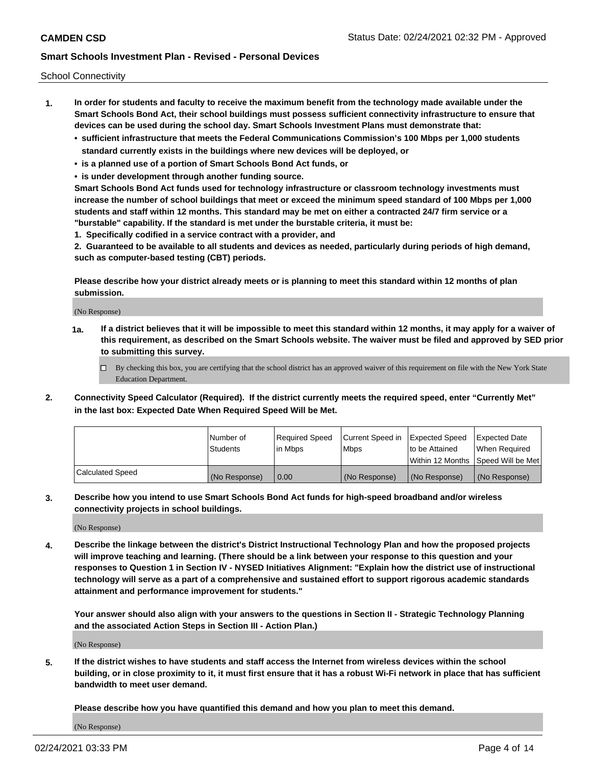School Connectivity

1. **In order for students and faculty to receive the maximum benefit from the technology made available under the Smart Schools Bond Act, their school buildings must possess sufficient connectivity infrastructure to ensure that devices can be used during the school day. Smart Schools Investment Plans must demonstrate that:**
   - **sufficient infrastructure that meets the Federal Communications Commission's 100 Mbps per 1,000 students standard currently exists in the buildings where new devices will be deployed, or**
   - **is a planned use of a portion of Smart Schools Bond Act funds, or**
   - **is under development through another funding source.**

   **Smart Schools Bond Act funds used for technology infrastructure or classroom technology investments must increase the number of school buildings that meet or exceed the minimum speed standard of 100 Mbps per 1,000 students and staff within 12 months. This standard may be met on either a contracted 24/7 firm service or a "burstable" capability. If the standard is met under the burstable criteria, it must be:**

   **1. Specifically codified in a service contract with a provider, and**

   **2. Guaranteed to be available to all students and devices as needed, particularly during periods of high demand, such as computer-based testing (CBT) periods.**

   **Please describe how your district already meets or is planning to meet this standard within 12 months of plan submission.**

   (No Response)

   **1a. If a district believes that it will be impossible to meet this standard within 12 months, it may apply for a waiver of this requirement, as described on the Smart Schools website. The waiver must be filed and approved by SED prior to submitting this survey.**

   ☐ By checking this box, you are certifying that the school district has an approved waiver of this requirement on file with the New York State Education Department.

2. **Connectivity Speed Calculator (Required). If the district currently meets the required speed, enter "Currently Met" in the last box: Expected Date When Required Speed Will be Met.**

|  | Number of Students | Required Speed in Mbps | Current Speed in Mbps | Expected Speed to be Attained Within 12 Months | Expected Date When Required Speed Will be Met |
|---|---|---|---|---|---|
| Calculated Speed | (No Response) | 0.00 | (No Response) | (No Response) | (No Response) |

3. **Describe how you intend to use Smart Schools Bond Act funds for high-speed broadband and/or wireless connectivity projects in school buildings.**

   (No Response)

4. **Describe the linkage between the district's District Instructional Technology Plan and how the proposed projects will improve teaching and learning. (There should be a link between your response to this question and your responses to Question 1 in Section IV - NYSED Initiatives Alignment: "Explain how the district use of instructional technology will serve as a part of a comprehensive and sustained effort to support rigorous academic standards attainment and performance improvement for students."**

   **Your answer should also align with your answers to the questions in Section II - Strategic Technology Planning and the associated Action Steps in Section III - Action Plan.)**

   (No Response)

5. **If the district wishes to have students and staff access the Internet from wireless devices within the school building, or in close proximity to it, it must first ensure that it has a robust Wi-Fi network in place that has sufficient bandwidth to meet user demand.**

   **Please describe how you have quantified this demand and how you plan to meet this demand.**

   (No Response)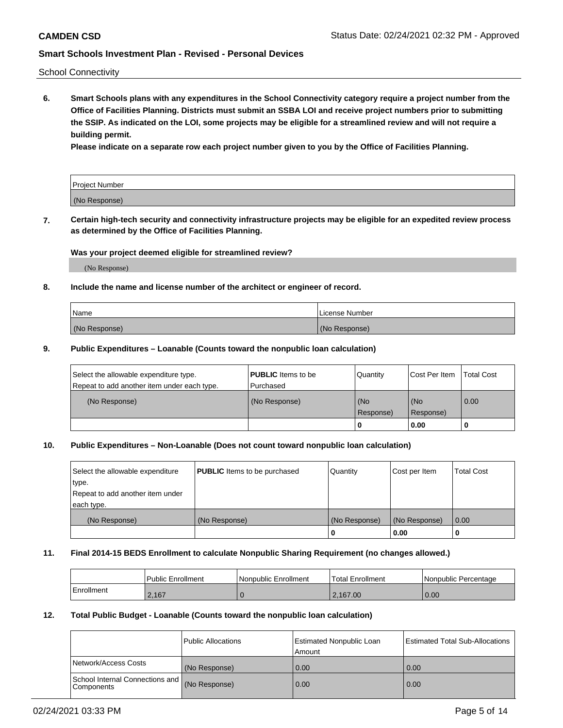School Connectivity

**6. Smart Schools plans with any expenditures in the School Connectivity category require a project number from the Office of Facilities Planning. Districts must submit an SSBA LOI and receive project numbers prior to submitting the SSIP. As indicated on the LOI, some projects may be eligible for a streamlined review and will not require a building permit.**

**Please indicate on a separate row each project number given to you by the Office of Facilities Planning.**

| Project Number |
| --- |
| (No Response) |

**7. Certain high-tech security and connectivity infrastructure projects may be eligible for an expedited review process as determined by the Office of Facilities Planning.**

**Was your project deemed eligible for streamlined review?**

(No Response)

**8. Include the name and license number of the architect or engineer of record.**

| Name | License Number |
| --- | --- |
| (No Response) | (No Response) |

**9. Public Expenditures – Loanable (Counts toward the nonpublic loan calculation)**

| Select the allowable expenditure type. Repeat to add another item under each type. | **PUBLIC** Items to be Purchased | Quantity | Cost Per Item | Total Cost |
| --- | --- | --- | --- | --- |
| (No Response) | (No Response) | (No Response) | (No Response) | 0.00 |
| | | 0 | 0.00 | 0 |

**10. Public Expenditures – Non-Loanable (Does not count toward nonpublic loan calculation)**

| Select the allowable expenditure type. Repeat to add another item under each type. | **PUBLIC** Items to be purchased | Quantity | Cost per Item | Total Cost |
| --- | --- | --- | --- | --- |
| (No Response) | (No Response) | (No Response) | (No Response) | 0.00 |
| | | 0 | 0.00 | 0 |

**11. Final 2014-15 BEDS Enrollment to calculate Nonpublic Sharing Requirement (no changes allowed.)**

| | Public Enrollment | Nonpublic Enrollment | Total Enrollment | Nonpublic Percentage |
| --- | --- | --- | --- | --- |
| Enrollment | 2,167 | 0 | 2,167.00 | 0.00 |

**12. Total Public Budget - Loanable (Counts toward the nonpublic loan calculation)**

| | Public Allocations | Estimated Nonpublic Loan Amount | Estimated Total Sub-Allocations |
| --- | --- | --- | --- |
| Network/Access Costs | (No Response) | 0.00 | 0.00 |
| School Internal Connections and Components | (No Response) | 0.00 | 0.00 |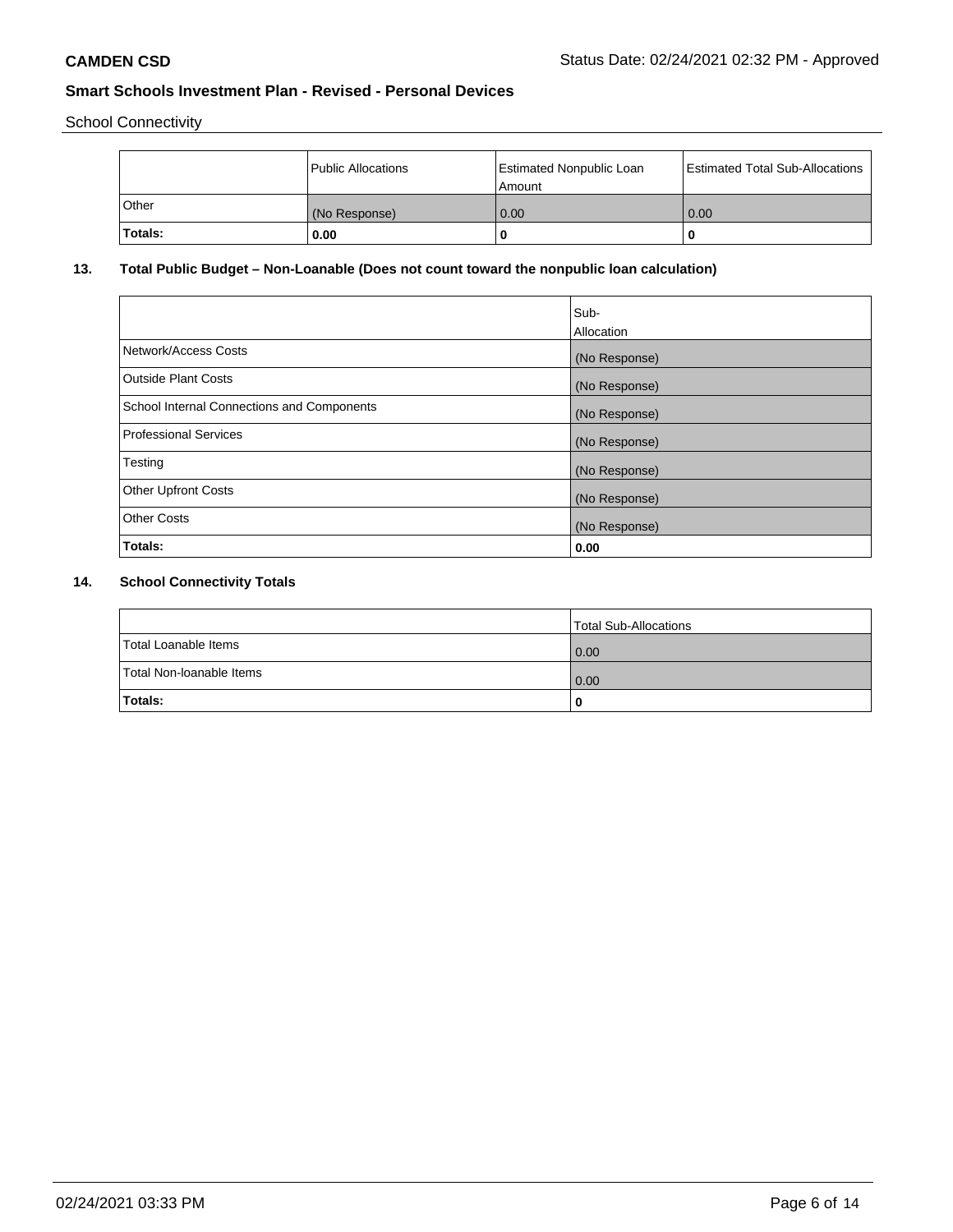School Connectivity

|  | Public Allocations | Estimated Nonpublic Loan Amount | Estimated Total Sub-Allocations |
|---|---|---|---|
| Other | (No Response) | 0.00 | 0.00 |
| **Totals:** | **0.00** | **0** | **0** |

## 13. Total Public Budget – Non-Loanable (Does not count toward the nonpublic loan calculation)

|  | Sub-Allocation |
|---|---|
| Network/Access Costs | (No Response) |
| Outside Plant Costs | (No Response) |
| School Internal Connections and Components | (No Response) |
| Professional Services | (No Response) |
| Testing | (No Response) |
| Other Upfront Costs | (No Response) |
| Other Costs | (No Response) |
| **Totals:** | **0.00** |

## 14. School Connectivity Totals

|  | Total Sub-Allocations |
|---|---|
| Total Loanable Items | 0.00 |
| Total Non-loanable Items | 0.00 |
| **Totals:** | **0** |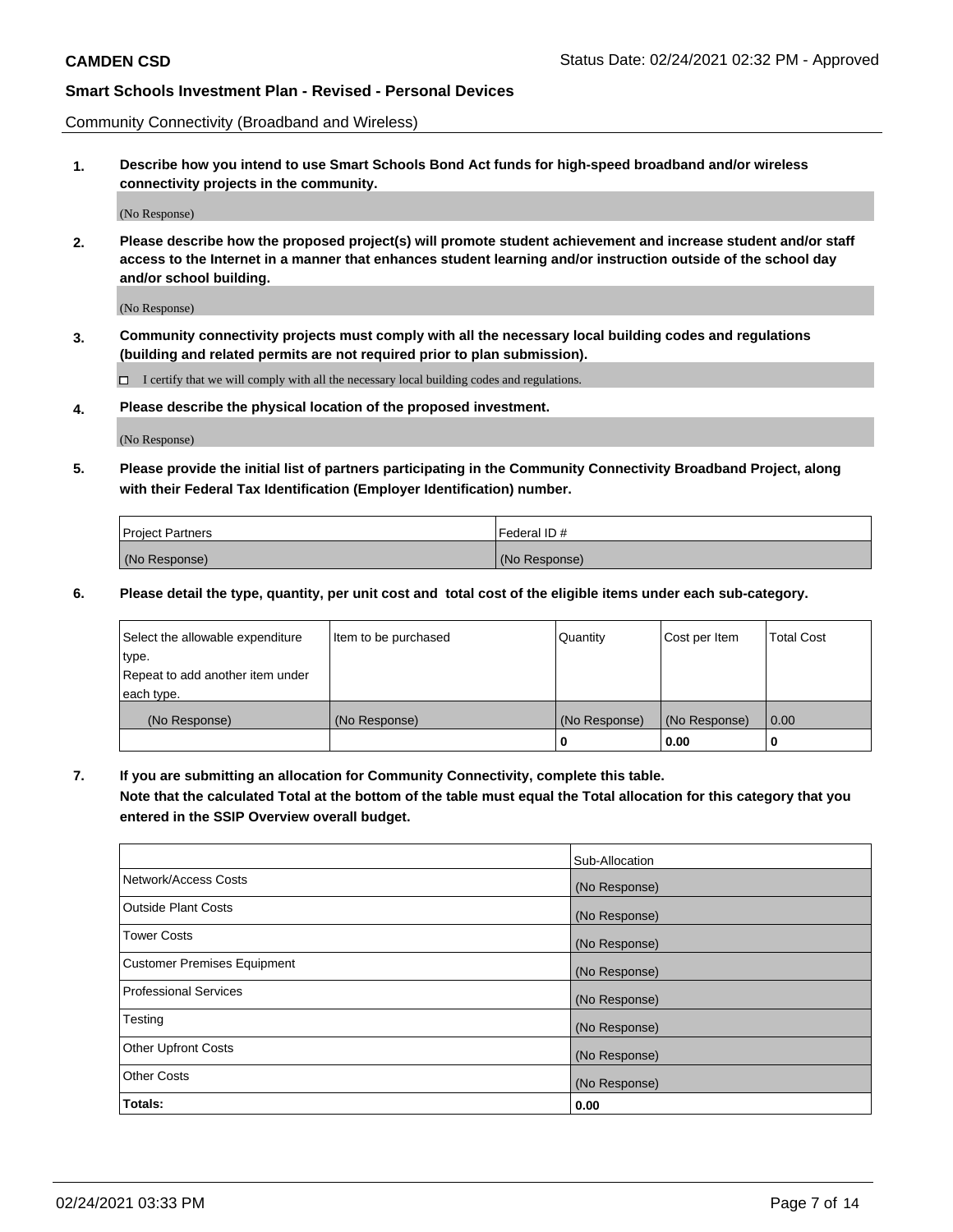Community Connectivity (Broadband and Wireless)

**1. Describe how you intend to use Smart Schools Bond Act funds for high-speed broadband and/or wireless connectivity projects in the community.**

(No Response)

**2. Please describe how the proposed project(s) will promote student achievement and increase student and/or staff access to the Internet in a manner that enhances student learning and/or instruction outside of the school day and/or school building.**

(No Response)

**3. Community connectivity projects must comply with all the necessary local building codes and regulations (building and related permits are not required prior to plan submission).**

☐ I certify that we will comply with all the necessary local building codes and regulations.

**4. Please describe the physical location of the proposed investment.**

(No Response)

**5. Please provide the initial list of partners participating in the Community Connectivity Broadband Project, along with their Federal Tax Identification (Employer Identification) number.**

| Project Partners | Federal ID # |
|---|---|
| (No Response) | (No Response) |

**6. Please detail the type, quantity, per unit cost and total cost of the eligible items under each sub-category.**

| Select the allowable expenditure type. Repeat to add another item under each type. | Item to be purchased | Quantity | Cost per Item | Total Cost |
|---|---|---|---|---|
| (No Response) | (No Response) | (No Response) | (No Response) | 0.00 |
| | | **0** | **0.00** | **0** |

**7. If you are submitting an allocation for Community Connectivity, complete this table. Note that the calculated Total at the bottom of the table must equal the Total allocation for this category that you entered in the SSIP Overview overall budget.**

| | Sub-Allocation |
|---|---|
| Network/Access Costs | (No Response) |
| Outside Plant Costs | (No Response) |
| Tower Costs | (No Response) |
| Customer Premises Equipment | (No Response) |
| Professional Services | (No Response) |
| Testing | (No Response) |
| Other Upfront Costs | (No Response) |
| Other Costs | (No Response) |
| **Totals:** | **0.00** |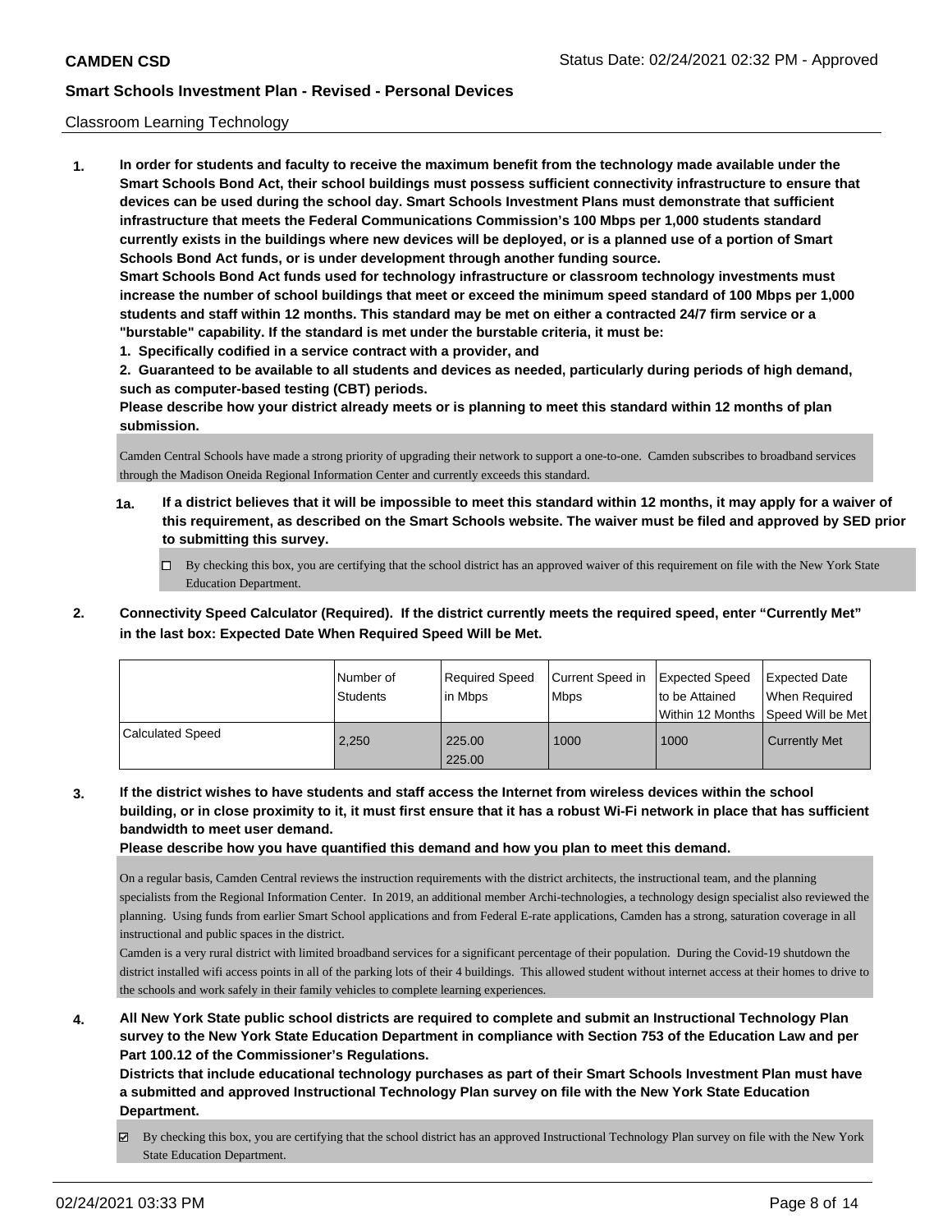Classroom Learning Technology

**1. In order for students and faculty to receive the maximum benefit from the technology made available under the Smart Schools Bond Act, their school buildings must possess sufficient connectivity infrastructure to ensure that devices can be used during the school day. Smart Schools Investment Plans must demonstrate that sufficient infrastructure that meets the Federal Communications Commission's 100 Mbps per 1,000 students standard currently exists in the buildings where new devices will be deployed, or is a planned use of a portion of Smart Schools Bond Act funds, or is under development through another funding source.**

**Smart Schools Bond Act funds used for technology infrastructure or classroom technology investments must increase the number of school buildings that meet or exceed the minimum speed standard of 100 Mbps per 1,000 students and staff within 12 months. This standard may be met on either a contracted 24/7 firm service or a "burstable" capability. If the standard is met under the burstable criteria, it must be:**

**1. Specifically codified in a service contract with a provider, and**

**2. Guaranteed to be available to all students and devices as needed, particularly during periods of high demand, such as computer-based testing (CBT) periods.**

**Please describe how your district already meets or is planning to meet this standard within 12 months of plan submission.**

Camden Central Schools have made a strong priority of upgrading their network to support a one-to-one. Camden subscribes to broadband services through the Madison Oneida Regional Information Center and currently exceeds this standard.

**1a. If a district believes that it will be impossible to meet this standard within 12 months, it may apply for a waiver of this requirement, as described on the Smart Schools website. The waiver must be filed and approved by SED prior to submitting this survey.**

☐ By checking this box, you are certifying that the school district has an approved waiver of this requirement on file with the New York State Education Department.

**2. Connectivity Speed Calculator (Required). If the district currently meets the required speed, enter "Currently Met" in the last box: Expected Date When Required Speed Will be Met.**

| | Number of Students | Required Speed in Mbps | Current Speed in Mbps | Expected Speed to be Attained Within 12 Months | Expected Date When Required Speed Will be Met |
|---|---|---|---|---|---|
| Calculated Speed | 2,250 | 225.00<br>225.00 | 1000 | 1000 | Currently Met |

**3. If the district wishes to have students and staff access the Internet from wireless devices within the school building, or in close proximity to it, it must first ensure that it has a robust Wi-Fi network in place that has sufficient bandwidth to meet user demand.**

**Please describe how you have quantified this demand and how you plan to meet this demand.**

On a regular basis, Camden Central reviews the instruction requirements with the district architects, the instructional team, and the planning specialists from the Regional Information Center. In 2019, an additional member Archi-technologies, a technology design specialist also reviewed the planning. Using funds from earlier Smart School applications and from Federal E-rate applications, Camden has a strong, saturation coverage in all instructional and public spaces in the district.

Camden is a very rural district with limited broadband services for a significant percentage of their population. During the Covid-19 shutdown the district installed wifi access points in all of the parking lots of their 4 buildings. This allowed student without internet access at their homes to drive to the schools and work safely in their family vehicles to complete learning experiences.

**4. All New York State public school districts are required to complete and submit an Instructional Technology Plan survey to the New York State Education Department in compliance with Section 753 of the Education Law and per Part 100.12 of the Commissioner's Regulations.**

**Districts that include educational technology purchases as part of their Smart Schools Investment Plan must have a submitted and approved Instructional Technology Plan survey on file with the New York State Education Department.**

☑ By checking this box, you are certifying that the school district has an approved Instructional Technology Plan survey on file with the New York State Education Department.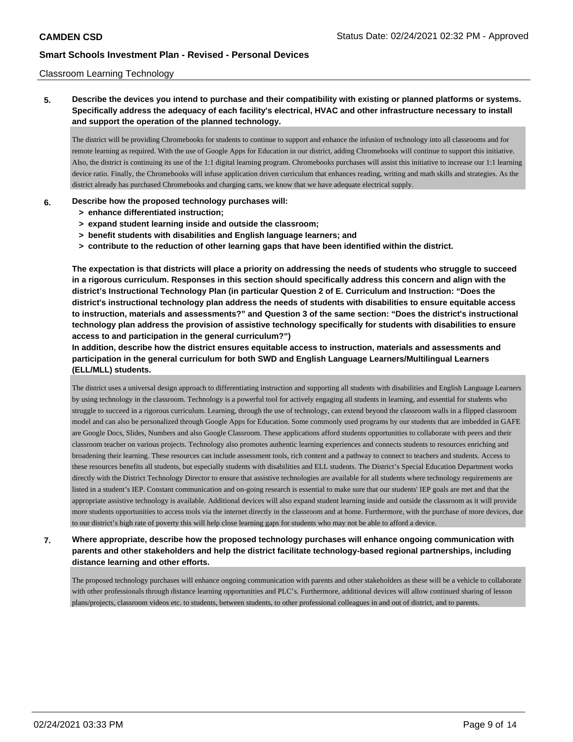Classroom Learning Technology

**5. Describe the devices you intend to purchase and their compatibility with existing or planned platforms or systems. Specifically address the adequacy of each facility's electrical, HVAC and other infrastructure necessary to install and support the operation of the planned technology.**

The district will be providing Chromebooks for students to continue to support and enhance the infusion of technology into all classrooms and for remote learning as required. With the use of Google Apps for Education in our district, adding Chromebooks will continue to support this initiative. Also, the district is continuing its use of the 1:1 digital learning program. Chromebooks purchases will assist this initiative to increase our 1:1 learning device ratio. Finally, the Chromebooks will infuse application driven curriculum that enhances reading, writing and math skills and strategies. As the district already has purchased Chromebooks and charging carts, we know that we have adequate electrical supply.

**6. Describe how the proposed technology purchases will:**
- **> enhance differentiated instruction;**
- **> expand student learning inside and outside the classroom;**
- **> benefit students with disabilities and English language learners; and**
- **> contribute to the reduction of other learning gaps that have been identified within the district.**

**The expectation is that districts will place a priority on addressing the needs of students who struggle to succeed in a rigorous curriculum. Responses in this section should specifically address this concern and align with the district's Instructional Technology Plan (in particular Question 2 of E. Curriculum and Instruction: "Does the district's instructional technology plan address the needs of students with disabilities to ensure equitable access to instruction, materials and assessments?" and Question 3 of the same section: "Does the district's instructional technology plan address the provision of assistive technology specifically for students with disabilities to ensure access to and participation in the general curriculum?")**

**In addition, describe how the district ensures equitable access to instruction, materials and assessments and participation in the general curriculum for both SWD and English Language Learners/Multilingual Learners (ELL/MLL) students.**

The district uses a universal design approach to differentiating instruction and supporting all students with disabilities and English Language Learners by using technology in the classroom. Technology is a powerful tool for actively engaging all students in learning, and essential for students who struggle to succeed in a rigorous curriculum. Learning, through the use of technology, can extend beyond the classroom walls in a flipped classroom model and can also be personalized through Google Apps for Education. Some commonly used programs by our students that are imbedded in GAFE are Google Docs, Slides, Numbers and also Google Classroom. These applications afford students opportunities to collaborate with peers and their classroom teacher on various projects. Technology also promotes authentic learning experiences and connects students to resources enriching and broadening their learning. These resources can include assessment tools, rich content and a pathway to connect to teachers and students. Access to these resources benefits all students, but especially students with disabilities and ELL students. The District's Special Education Department works directly with the District Technology Director to ensure that assistive technologies are available for all students where technology requirements are listed in a student's IEP. Constant communication and on-going research is essential to make sure that our students' IEP goals are met and that the appropriate assistive technology is available. Additional devices will also expand student learning inside and outside the classroom as it will provide more students opportunities to access tools via the internet directly in the classroom and at home. Furthermore, with the purchase of more devices, due to our district's high rate of poverty this will help close learning gaps for students who may not be able to afford a device.

**7. Where appropriate, describe how the proposed technology purchases will enhance ongoing communication with parents and other stakeholders and help the district facilitate technology-based regional partnerships, including distance learning and other efforts.**

The proposed technology purchases will enhance ongoing communication with parents and other stakeholders as these will be a vehicle to collaborate with other professionals through distance learning opportunities and PLC's. Furthermore, additional devices will allow continued sharing of lesson plans/projects, classroom videos etc. to students, between students, to other professional colleagues in and out of district, and to parents.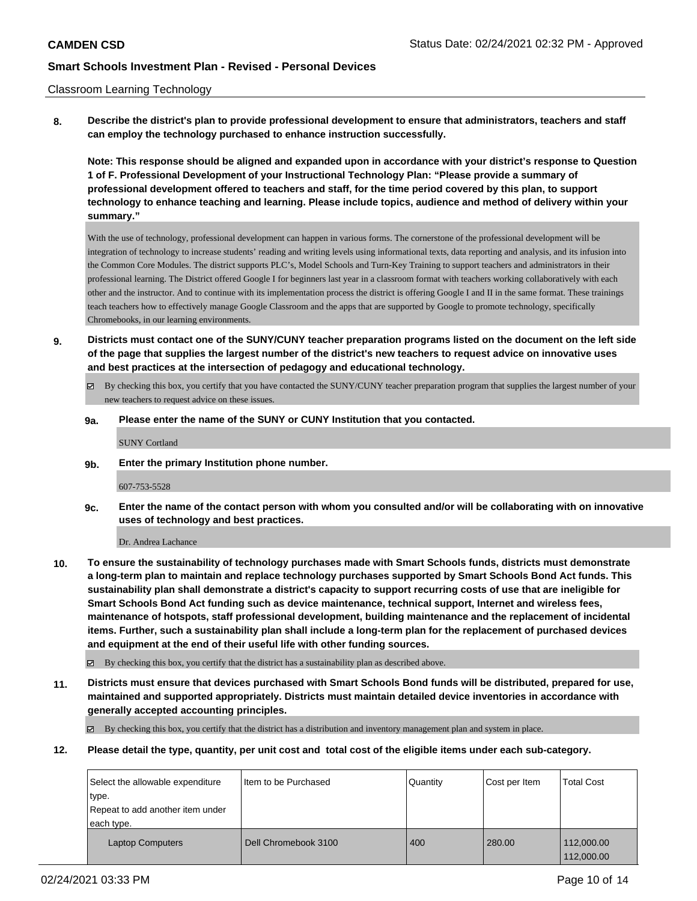Classroom Learning Technology

**8. Describe the district's plan to provide professional development to ensure that administrators, teachers and staff can employ the technology purchased to enhance instruction successfully.**

**Note: This response should be aligned and expanded upon in accordance with your district's response to Question 1 of F. Professional Development of your Instructional Technology Plan: "Please provide a summary of professional development offered to teachers and staff, for the time period covered by this plan, to support technology to enhance teaching and learning. Please include topics, audience and method of delivery within your summary."**

With the use of technology, professional development can happen in various forms. The cornerstone of the professional development will be integration of technology to increase students' reading and writing levels using informational texts, data reporting and analysis, and its infusion into the Common Core Modules. The district supports PLC's, Model Schools and Turn-Key Training to support teachers and administrators in their professional learning. The District offered Google I for beginners last year in a classroom format with teachers working collaboratively with each other and the instructor. And to continue with its implementation process the district is offering Google I and II in the same format. These trainings teach teachers how to effectively manage Google Classroom and the apps that are supported by Google to promote technology, specifically Chromebooks, in our learning environments.

**9. Districts must contact one of the SUNY/CUNY teacher preparation programs listed on the document on the left side of the page that supplies the largest number of the district's new teachers to request advice on innovative uses and best practices at the intersection of pedagogy and educational technology.**

☑ By checking this box, you certify that you have contacted the SUNY/CUNY teacher preparation program that supplies the largest number of your new teachers to request advice on these issues.

**9a. Please enter the name of the SUNY or CUNY Institution that you contacted.**

SUNY Cortland

**9b. Enter the primary Institution phone number.**

607-753-5528

**9c. Enter the name of the contact person with whom you consulted and/or will be collaborating with on innovative uses of technology and best practices.**

Dr. Andrea Lachance

**10. To ensure the sustainability of technology purchases made with Smart Schools funds, districts must demonstrate a long-term plan to maintain and replace technology purchases supported by Smart Schools Bond Act funds. This sustainability plan shall demonstrate a district's capacity to support recurring costs of use that are ineligible for Smart Schools Bond Act funding such as device maintenance, technical support, Internet and wireless fees, maintenance of hotspots, staff professional development, building maintenance and the replacement of incidental items. Further, such a sustainability plan shall include a long-term plan for the replacement of purchased devices and equipment at the end of their useful life with other funding sources.**

☑ By checking this box, you certify that the district has a sustainability plan as described above.

**11. Districts must ensure that devices purchased with Smart Schools Bond funds will be distributed, prepared for use, maintained and supported appropriately. Districts must maintain detailed device inventories in accordance with generally accepted accounting principles.**

☑ By checking this box, you certify that the district has a distribution and inventory management plan and system in place.

**12. Please detail the type, quantity, per unit cost and total cost of the eligible items under each sub-category.**

| Select the allowable expenditure type. Repeat to add another item under each type. | Item to be Purchased | Quantity | Cost per Item | Total Cost |
|---|---|---|---|---|
| Laptop Computers | Dell Chromebook 3100 | 400 | 280.00 | 112,000.00 |
| | | | | 112,000.00 |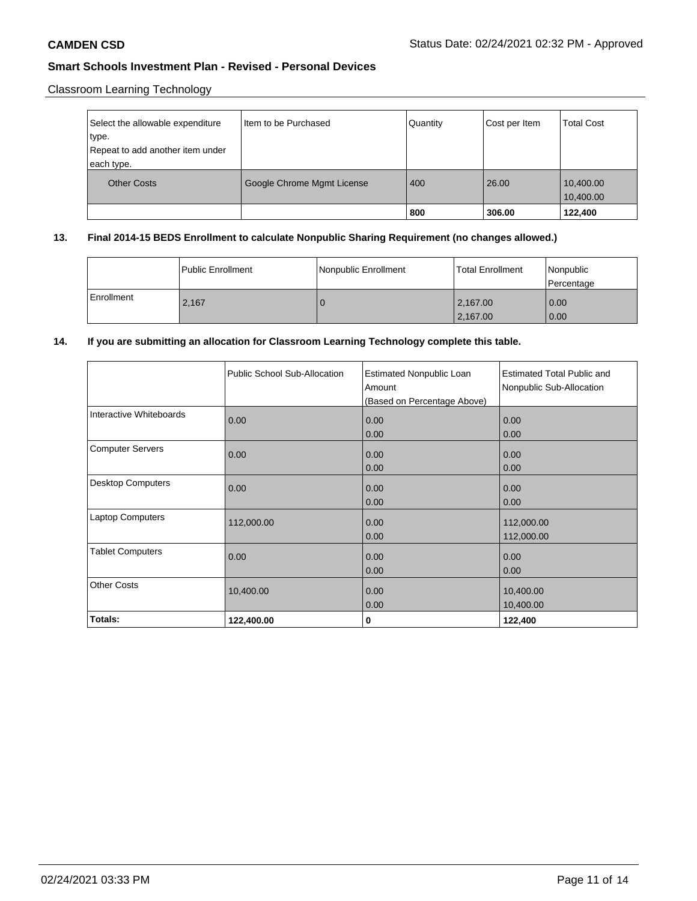**CAMDEN CSD** Status Date: 02/24/2021 02:32 PM - Approved

**Smart Schools Investment Plan - Revised - Personal Devices**

Classroom Learning Technology

| Select the allowable expenditure type. Repeat to add another item under each type. | Item to be Purchased | Quantity | Cost per Item | Total Cost |
|---|---|---|---|---|
| Other Costs | Google Chrome Mgmt License | 400 | 26.00 | 10,400.00 10,400.00 |
| | | **800** | **306.00** | **122,400** |

**13. Final 2014-15 BEDS Enrollment to calculate Nonpublic Sharing Requirement (no changes allowed.)**

| | Public Enrollment | Nonpublic Enrollment | Total Enrollment | Nonpublic Percentage |
|---|---|---|---|---|
| Enrollment | 2,167 | 0 | 2,167.00 2,167.00 | 0.00 0.00 |

**14. If you are submitting an allocation for Classroom Learning Technology complete this table.**

| | Public School Sub-Allocation | Estimated Nonpublic Loan Amount (Based on Percentage Above) | Estimated Total Public and Nonpublic Sub-Allocation |
|---|---|---|---|
| Interactive Whiteboards | 0.00 | 0.00 0.00 | 0.00 0.00 |
| Computer Servers | 0.00 | 0.00 0.00 | 0.00 0.00 |
| Desktop Computers | 0.00 | 0.00 0.00 | 0.00 0.00 |
| Laptop Computers | 112,000.00 | 0.00 0.00 | 112,000.00 112,000.00 |
| Tablet Computers | 0.00 | 0.00 0.00 | 0.00 0.00 |
| Other Costs | 10,400.00 | 0.00 0.00 | 10,400.00 10,400.00 |
| **Totals:** | **122,400.00** | **0** | **122,400** |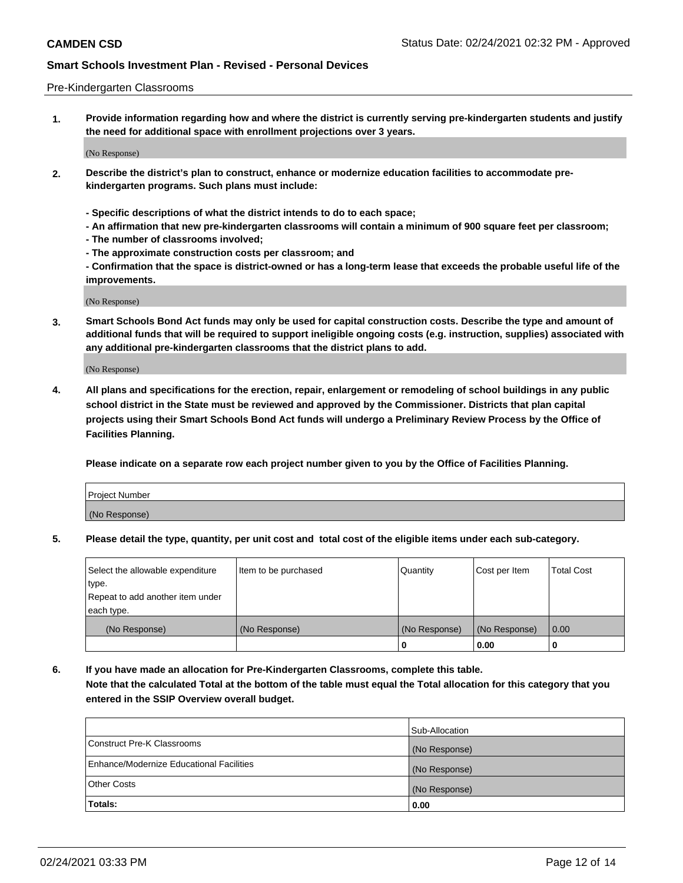Pre-Kindergarten Classrooms

**1. Provide information regarding how and where the district is currently serving pre-kindergarten students and justify the need for additional space with enrollment projections over 3 years.**

(No Response)

**2. Describe the district's plan to construct, enhance or modernize education facilities to accommodate pre-kindergarten programs. Such plans must include:**

**- Specific descriptions of what the district intends to do to each space;**
**- An affirmation that new pre-kindergarten classrooms will contain a minimum of 900 square feet per classroom;**
**- The number of classrooms involved;**
**- The approximate construction costs per classroom; and**
**- Confirmation that the space is district-owned or has a long-term lease that exceeds the probable useful life of the improvements.**

(No Response)

**3. Smart Schools Bond Act funds may only be used for capital construction costs. Describe the type and amount of additional funds that will be required to support ineligible ongoing costs (e.g. instruction, supplies) associated with any additional pre-kindergarten classrooms that the district plans to add.**

(No Response)

**4. All plans and specifications for the erection, repair, enlargement or remodeling of school buildings in any public school district in the State must be reviewed and approved by the Commissioner. Districts that plan capital projects using their Smart Schools Bond Act funds will undergo a Preliminary Review Process by the Office of Facilities Planning.**

**Please indicate on a separate row each project number given to you by the Office of Facilities Planning.**

| Project Number |
|---|
| (No Response) |

**5. Please detail the type, quantity, per unit cost and total cost of the eligible items under each sub-category.**

| Select the allowable expenditure type. Repeat to add another item under each type. | Item to be purchased | Quantity | Cost per Item | Total Cost |
|---|---|---|---|---|
| (No Response) | (No Response) | (No Response) | (No Response) | 0.00 |
| | | 0 | 0.00 | 0 |

**6. If you have made an allocation for Pre-Kindergarten Classrooms, complete this table. Note that the calculated Total at the bottom of the table must equal the Total allocation for this category that you entered in the SSIP Overview overall budget.**

| | Sub-Allocation |
|---|---|
| Construct Pre-K Classrooms | (No Response) |
| Enhance/Modernize Educational Facilities | (No Response) |
| Other Costs | (No Response) |
| **Totals:** | **0.00** |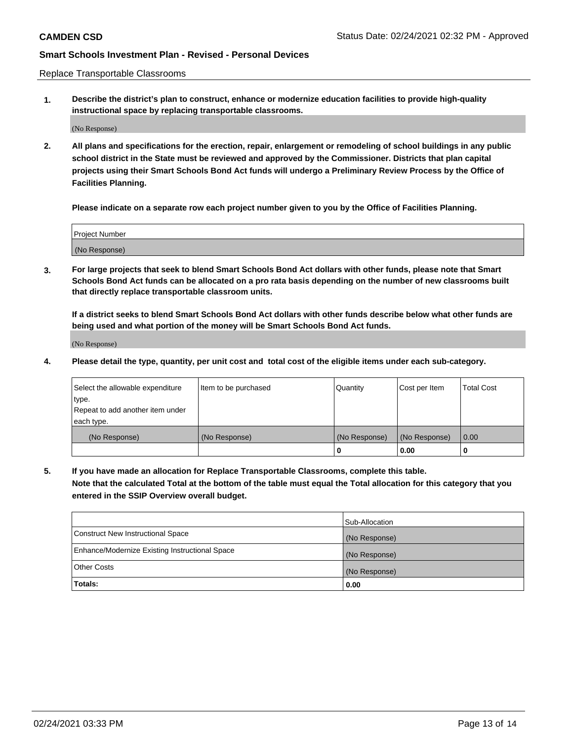Replace Transportable Classrooms

1. **Describe the district's plan to construct, enhance or modernize education facilities to provide high-quality instructional space by replacing transportable classrooms.**

(No Response)

2. **All plans and specifications for the erection, repair, enlargement or remodeling of school buildings in any public school district in the State must be reviewed and approved by the Commissioner. Districts that plan capital projects using their Smart Schools Bond Act funds will undergo a Preliminary Review Process by the Office of Facilities Planning.**

   **Please indicate on a separate row each project number given to you by the Office of Facilities Planning.**

| Project Number |
|---|
| (No Response) |

3. **For large projects that seek to blend Smart Schools Bond Act dollars with other funds, please note that Smart Schools Bond Act funds can be allocated on a pro rata basis depending on the number of new classrooms built that directly replace transportable classroom units.**

   **If a district seeks to blend Smart Schools Bond Act dollars with other funds describe below what other funds are being used and what portion of the money will be Smart Schools Bond Act funds.**

(No Response)

4. **Please detail the type, quantity, per unit cost and total cost of the eligible items under each sub-category.**

| Select the allowable expenditure type. Repeat to add another item under each type. | Item to be purchased | Quantity | Cost per Item | Total Cost |
|---|---|---|---|---|
| (No Response) | (No Response) | (No Response) | (No Response) | 0.00 |
| | | 0 | 0.00 | 0 |

5. **If you have made an allocation for Replace Transportable Classrooms, complete this table. Note that the calculated Total at the bottom of the table must equal the Total allocation for this category that you entered in the SSIP Overview overall budget.**

| | Sub-Allocation |
|---|---|
| Construct New Instructional Space | (No Response) |
| Enhance/Modernize Existing Instructional Space | (No Response) |
| Other Costs | (No Response) |
| **Totals:** | **0.00** |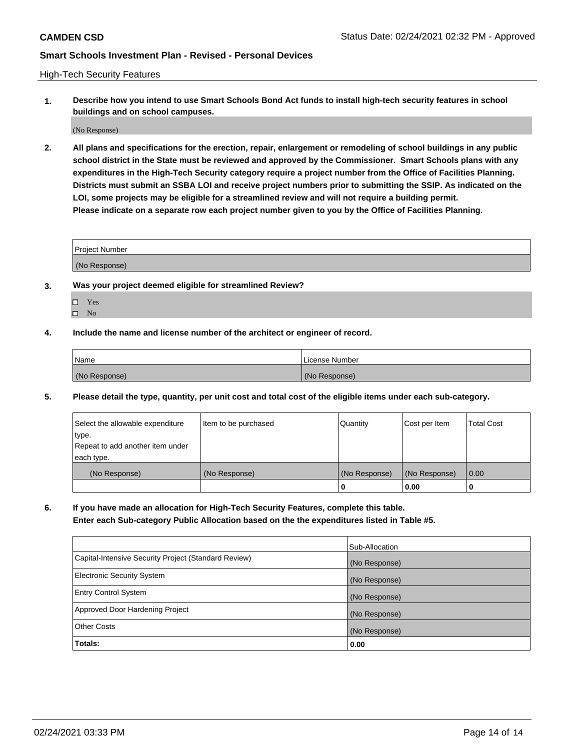High-Tech Security Features

**1. Describe how you intend to use Smart Schools Bond Act funds to install high-tech security features in school buildings and on school campuses.**

(No Response)

**2. All plans and specifications for the erection, repair, enlargement or remodeling of school buildings in any public school district in the State must be reviewed and approved by the Commissioner. Smart Schools plans with any expenditures in the High-Tech Security category require a project number from the Office of Facilities Planning. Districts must submit an SSBA LOI and receive project numbers prior to submitting the SSIP. As indicated on the LOI, some projects may be eligible for a streamlined review and will not require a building permit. Please indicate on a separate row each project number given to you by the Office of Facilities Planning.**

| Project Number |
|---|
| (No Response) |

**3. Was your project deemed eligible for streamlined Review?**

- ☐ Yes
- ☐ No

**4. Include the name and license number of the architect or engineer of record.**

| Name | License Number |
|---|---|
| (No Response) | (No Response) |

**5. Please detail the type, quantity, per unit cost and total cost of the eligible items under each sub-category.**

| Select the allowable expenditure type. Repeat to add another item under each type. | Item to be purchased | Quantity | Cost per Item | Total Cost |
|---|---|---|---|---|
| (No Response) | (No Response) | (No Response) | (No Response) | 0.00 |
| | | 0 | 0.00 | 0 |

**6. If you have made an allocation for High-Tech Security Features, complete this table. Enter each Sub-category Public Allocation based on the the expenditures listed in Table #5.**

| | Sub-Allocation |
|---|---|
| Capital-Intensive Security Project (Standard Review) | (No Response) |
| Electronic Security System | (No Response) |
| Entry Control System | (No Response) |
| Approved Door Hardening Project | (No Response) |
| Other Costs | (No Response) |
| **Totals:** | **0.00** |